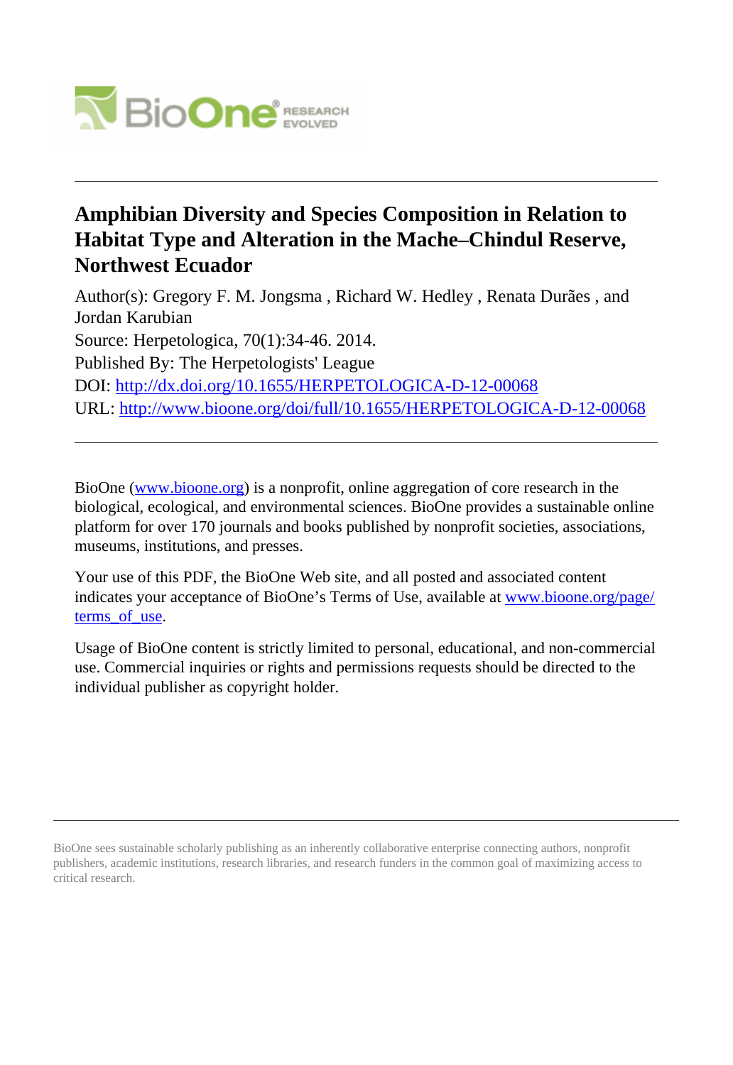# Amphibian Diversity and Species Composition in Relation to Habitat Type and Alteration in the Mache–Chindul Reserve, Northwest Ecuador

Author(s): Gregory F. M. Jongsma , Richard W. Hedley , Renata Durães , and Jordan Karubian

Source: Herpetologica, 70(1):34-46. 2014.

Published By: The Herpetologists' League

DOI: http://dx.doi.org/10.1655/HERPETOLOGICA-D-12-00068

URL: http://www.bioone.org/doi/full/10.1655/HERPETOLOGICA-D-12-00068

---

BioOne (www.bioone.org) is a nonprofit, online aggregation of core research in the biological, ecological, and environmental sciences. BioOne provides a sustainable online platform for over 170 journals and books published by nonprofit societies, associations, museums, institutions, and presses.

Your use of this PDF, the BioOne Web site, and all posted and associated content indicates your acceptance of BioOne's Terms of Use, available at www.bioone.org/page/terms_of_use.

Usage of BioOne content is strictly limited to personal, educational, and non-commercial use. Commercial inquiries or rights and permissions requests should be directed to the individual publisher as copyright holder.

---

BioOne sees sustainable scholarly publishing as an inherently collaborative enterprise connecting authors, nonprofit publishers, academic institutions, research libraries, and research funders in the common goal of maximizing access to critical research.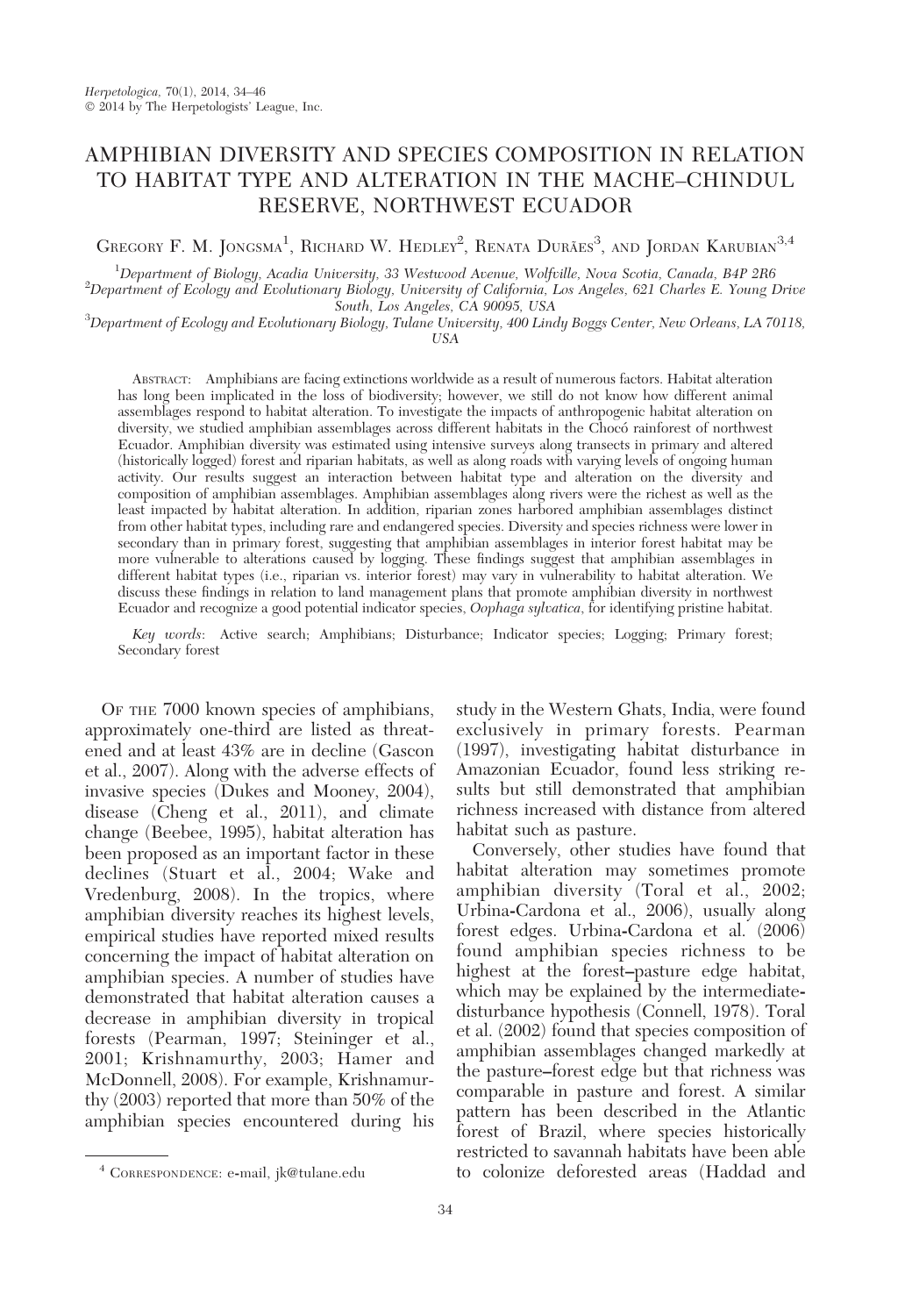# AMPHIBIAN DIVERSITY AND SPECIES COMPOSITION IN RELATION TO HABITAT TYPE AND ALTERATION IN THE MACHE–CHINDUL RESERVE, NORTHWEST ECUADOR

Gregory F. M. Jongsma[1], Richard W. Hedley[2], Renata Durães[3], and Jordan Karubian[3,4]

[1]Department of Biology, Acadia University, 33 Westwood Avenue, Wolfville, Nova Scotia, Canada, B4P 2R6
[2]Department of Ecology and Evolutionary Biology, University of California, Los Angeles, 621 Charles E. Young Drive South, Los Angeles, CA 90095, USA
[3]Department of Ecology and Evolutionary Biology, Tulane University, 400 Lindy Boggs Center, New Orleans, LA 70118, USA

Abstract: Amphibians are facing extinctions worldwide as a result of numerous factors. Habitat alteration has long been implicated in the loss of biodiversity; however, we still do not know how different animal assemblages respond to habitat alteration. To investigate the impacts of anthropogenic habitat alteration on diversity, we studied amphibian assemblages across different habitats in the Chocó rainforest of northwest Ecuador. Amphibian diversity was estimated using intensive surveys along transects in primary and altered (historically logged) forest and riparian habitats, as well as along roads with varying levels of ongoing human activity. Our results suggest an interaction between habitat type and alteration on the diversity and composition of amphibian assemblages. Amphibian assemblages along rivers were the richest as well as the least impacted by habitat alteration. In addition, riparian zones harbored amphibian assemblages distinct from other habitat types, including rare and endangered species. Diversity and species richness were lower in secondary than in primary forest, suggesting that amphibian assemblages in interior forest habitat may be more vulnerable to alterations caused by logging. These findings suggest that amphibian assemblages in different habitat types (i.e., riparian vs. interior forest) may vary in vulnerability to habitat alteration. We discuss these findings in relation to land management plans that promote amphibian diversity in northwest Ecuador and recognize a good potential indicator species, *Oophaga sylvatica*, for identifying pristine habitat.

*Key words*: Active search; Amphibians; Disturbance; Indicator species; Logging; Primary forest; Secondary forest

Of the 7000 known species of amphibians, approximately one-third are listed as threatened and at least 43% are in decline (Gascon et al., 2007). Along with the adverse effects of invasive species (Dukes and Mooney, 2004), disease (Cheng et al., 2011), and climate change (Beebee, 1995), habitat alteration has been proposed as an important factor in these declines (Stuart et al., 2004; Wake and Vredenburg, 2008). In the tropics, where amphibian diversity reaches its highest levels, empirical studies have reported mixed results concerning the impact of habitat alteration on amphibian species. A number of studies have demonstrated that habitat alteration causes a decrease in amphibian diversity in tropical forests (Pearman, 1997; Steininger et al., 2001; Krishnamurthy, 2003; Hamer and McDonnell, 2008). For example, Krishnamurthy (2003) reported that more than 50% of the amphibian species encountered during his study in the Western Ghats, India, were found exclusively in primary forests. Pearman (1997), investigating habitat disturbance in Amazonian Ecuador, found less striking results but still demonstrated that amphibian richness increased with distance from altered habitat such as pasture.

Conversely, other studies have found that habitat alteration may sometimes promote amphibian diversity (Toral et al., 2002; Urbina-Cardona et al., 2006), usually along forest edges. Urbina-Cardona et al. (2006) found amphibian species richness to be highest at the forest–pasture edge habitat, which may be explained by the intermediate-disturbance hypothesis (Connell, 1978). Toral et al. (2002) found that species composition of amphibian assemblages changed markedly at the pasture–forest edge but that richness was comparable in pasture and forest. A similar pattern has been described in the Atlantic forest of Brazil, where species historically restricted to savannah habitats have been able to colonize deforested areas (Haddad and

[4] Correspondence: e-mail, jk@tulane.edu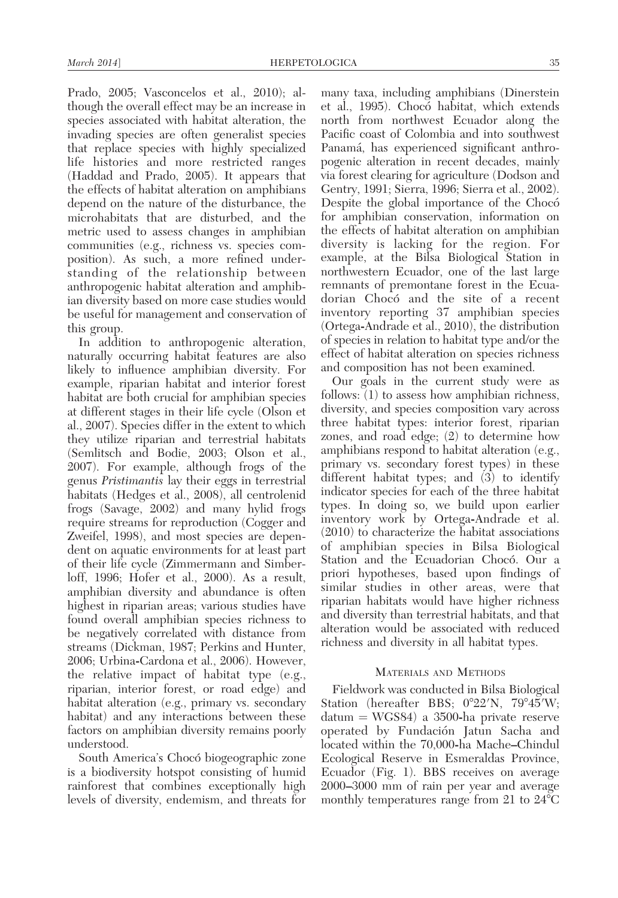Prado, 2005; Vasconcelos et al., 2010); although the overall effect may be an increase in species associated with habitat alteration, the invading species are often generalist species that replace species with highly specialized life histories and more restricted ranges (Haddad and Prado, 2005). It appears that the effects of habitat alteration on amphibians depend on the nature of the disturbance, the microhabitats that are disturbed, and the metric used to assess changes in amphibian communities (e.g., richness vs. species composition). As such, a more refined understanding of the relationship between anthropogenic habitat alteration and amphibian diversity based on more case studies would be useful for management and conservation of this group.

In addition to anthropogenic alteration, naturally occurring habitat features are also likely to influence amphibian diversity. For example, riparian habitat and interior forest habitat are both crucial for amphibian species at different stages in their life cycle (Olson et al., 2007). Species differ in the extent to which they utilize riparian and terrestrial habitats (Semlitsch and Bodie, 2003; Olson et al., 2007). For example, although frogs of the genus *Pristimantis* lay their eggs in terrestrial habitats (Hedges et al., 2008), all centrolenid frogs (Savage, 2002) and many hylid frogs require streams for reproduction (Cogger and Zweifel, 1998), and most species are dependent on aquatic environments for at least part of their life cycle (Zimmermann and Simberloff, 1996; Hofer et al., 2000). As a result, amphibian diversity and abundance is often highest in riparian areas; various studies have found overall amphibian species richness to be negatively correlated with distance from streams (Dickman, 1987; Perkins and Hunter, 2006; Urbina-Cardona et al., 2006). However, the relative impact of habitat type (e.g., riparian, interior forest, or road edge) and habitat alteration (e.g., primary vs. secondary habitat) and any interactions between these factors on amphibian diversity remains poorly understood.

South America's Chocó biogeographic zone is a biodiversity hotspot consisting of humid rainforest that combines exceptionally high levels of diversity, endemism, and threats for many taxa, including amphibians (Dinerstein et al., 1995). Chocó habitat, which extends north from northwest Ecuador along the Pacific coast of Colombia and into southwest Panamá, has experienced significant anthropogenic alteration in recent decades, mainly via forest clearing for agriculture (Dodson and Gentry, 1991; Sierra, 1996; Sierra et al., 2002). Despite the global importance of the Chocó for amphibian conservation, information on the effects of habitat alteration on amphibian diversity is lacking for the region. For example, at the Bilsa Biological Station in northwestern Ecuador, one of the last large remnants of premontane forest in the Ecuadorian Chocó and the site of a recent inventory reporting 37 amphibian species (Ortega-Andrade et al., 2010), the distribution of species in relation to habitat type and/or the effect of habitat alteration on species richness and composition has not been examined.

Our goals in the current study were as follows: (1) to assess how amphibian richness, diversity, and species composition vary across three habitat types: interior forest, riparian zones, and road edge; (2) to determine how amphibians respond to habitat alteration (e.g., primary vs. secondary forest types) in these different habitat types; and (3) to identify indicator species for each of the three habitat types. In doing so, we build upon earlier inventory work by Ortega-Andrade et al. (2010) to characterize the habitat associations of amphibian species in Bilsa Biological Station and the Ecuadorian Chocó. Our a priori hypotheses, based upon findings of similar studies in other areas, were that riparian habitats would have higher richness and diversity than terrestrial habitats, and that alteration would be associated with reduced richness and diversity in all habitat types.

## Materials and Methods

Fieldwork was conducted in Bilsa Biological Station (hereafter BBS; 0°22′N, 79°45′W; datum = WGS84) a 3500-ha private reserve operated by Fundación Jatun Sacha and located within the 70,000-ha Mache–Chindul Ecological Reserve in Esmeraldas Province, Ecuador (Fig. 1). BBS receives on average 2000–3000 mm of rain per year and average monthly temperatures range from 21 to 24°C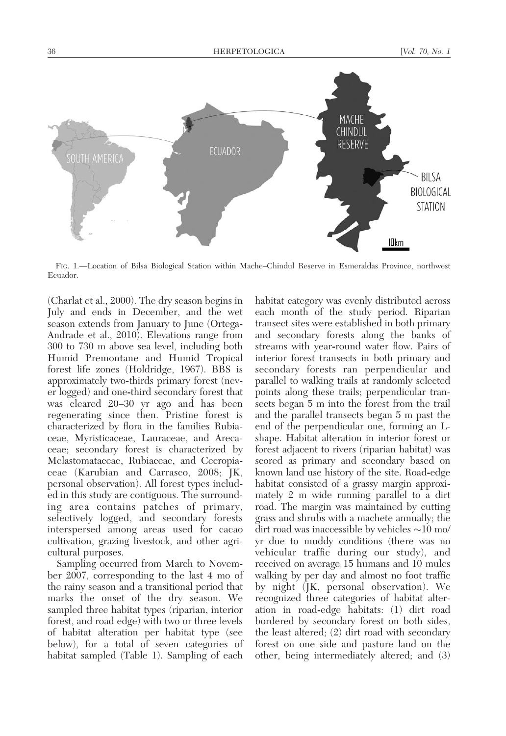FIG. 1.—Location of Bilsa Biological Station within Mache–Chindul Reserve in Esmeraldas Province, northwest Ecuador.

(Charlat et al., 2000). The dry season begins in July and ends in December, and the wet season extends from January to June (Ortega-Andrade et al., 2010). Elevations range from 300 to 730 m above sea level, including both Humid Premontane and Humid Tropical forest life zones (Holdridge, 1967). BBS is approximately two-thirds primary forest (never logged) and one-third secondary forest that was cleared 20–30 yr ago and has been regenerating since then. Pristine forest is characterized by flora in the families Rubiaceae, Myristicaceae, Lauraceae, and Arecaceae; secondary forest is characterized by Melastomataceae, Rubiaceae, and Cecropiaceae (Karubian and Carrasco, 2008; JK, personal observation). All forest types included in this study are contiguous. The surrounding area contains patches of primary, selectively logged, and secondary forests interspersed among areas used for cacao cultivation, grazing livestock, and other agricultural purposes.

Sampling occurred from March to November 2007, corresponding to the last 4 mo of the rainy season and a transitional period that marks the onset of the dry season. We sampled three habitat types (riparian, interior forest, and road edge) with two or three levels of habitat alteration per habitat type (see below), for a total of seven categories of habitat sampled (Table 1). Sampling of each habitat category was evenly distributed across each month of the study period. Riparian transect sites were established in both primary and secondary forests along the banks of streams with year-round water flow. Pairs of interior forest transects in both primary and secondary forests ran perpendicular and parallel to walking trails at randomly selected points along these trails; perpendicular transects began 5 m into the forest from the trail and the parallel transects began 5 m past the end of the perpendicular one, forming an L-shape. Habitat alteration in interior forest or forest adjacent to rivers (riparian habitat) was scored as primary and secondary based on known land use history of the site. Road-edge habitat consisted of a grassy margin approximately 2 m wide running parallel to a dirt road. The margin was maintained by cutting grass and shrubs with a machete annually; the dirt road was inaccessible by vehicles ~10 mo/yr due to muddy conditions (there was no vehicular traffic during our study), and received on average 15 humans and 10 mules walking by per day and almost no foot traffic by night (JK, personal observation). We recognized three categories of habitat alteration in road-edge habitats: (1) dirt road bordered by secondary forest on both sides, the least altered; (2) dirt road with secondary forest on one side and pasture land on the other, being intermediately altered; and (3)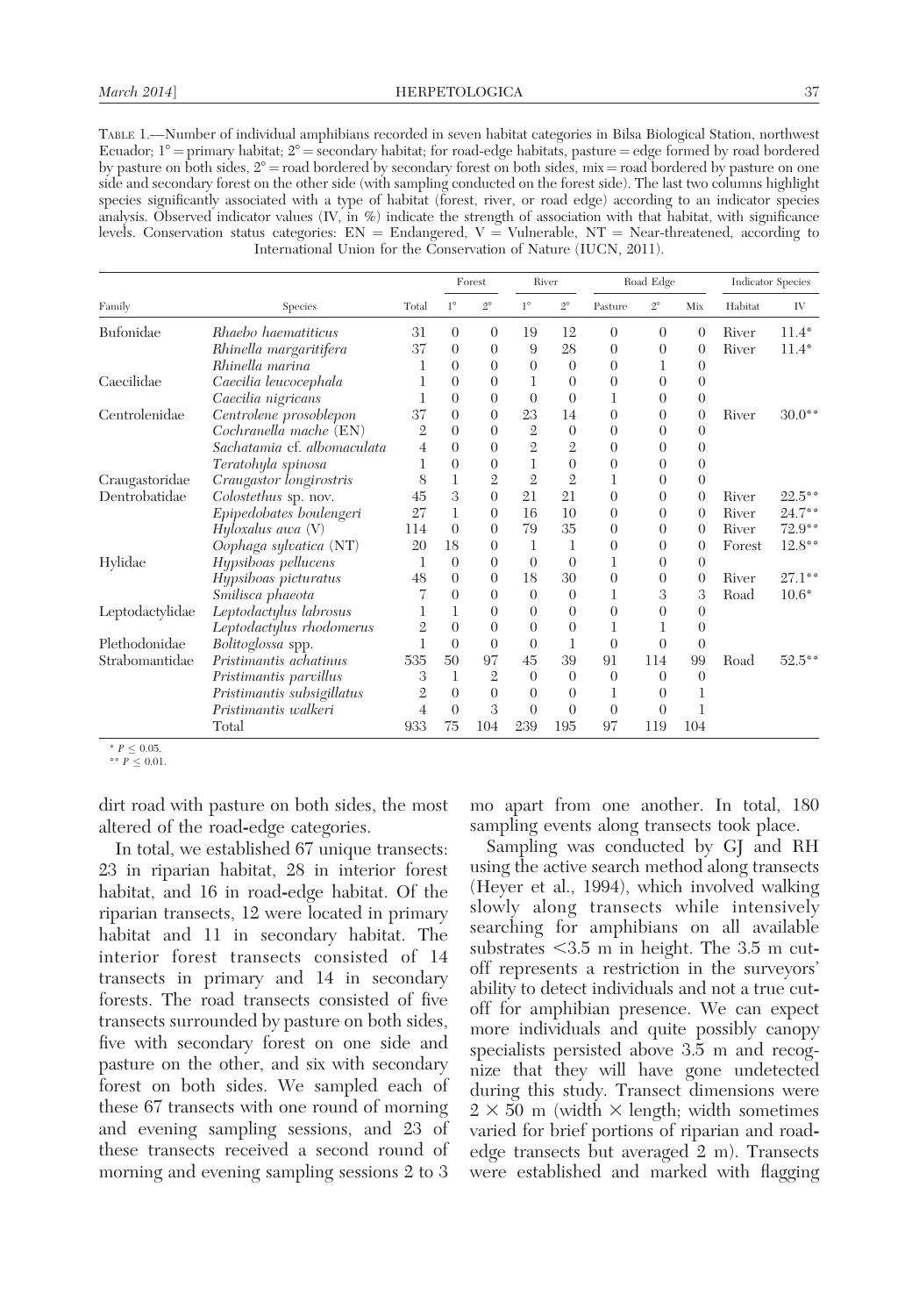TABLE 1.—Number of individual amphibians recorded in seven habitat categories in Bilsa Biological Station, northwest Ecuador; 1° = primary habitat; 2° = secondary habitat; for road-edge habitats, pasture = edge formed by road bordered by pasture on both sides, 2° = road bordered by secondary forest on both sides, mix = road bordered by pasture on one side and secondary forest on the other side (with sampling conducted on the forest side). The last two columns highlight species significantly associated with a type of habitat (forest, river, or road edge) according to an indicator species analysis. Observed indicator values (IV, in %) indicate the strength of association with that habitat, with significance levels. Conservation status categories: EN = Endangered, V = Vulnerable, NT = Near-threatened, according to International Union for the Conservation of Nature (IUCN, 2011).

| | | | Forest | | River | | Road Edge | | | Indicator Species | |
|---|---|---|---|---|---|---|---|---|---|---|---|
| Family | Species | Total | 1° | 2° | 1° | 2° | Pasture | 2° | Mix | Habitat | IV |
| Bufonidae | *Rhaebo haematiticus* | 31 | 0 | 0 | 19 | 12 | 0 | 0 | 0 | River | 11.4* |
| | *Rhinella margaritifera* | 37 | 0 | 0 | 9 | 28 | 0 | 0 | 0 | River | 11.4* |
| | *Rhinella marina* | 1 | 0 | 0 | 0 | 0 | 0 | 1 | 0 | | |
| Caecilidae | *Caecilia leucocephala* | 1 | 0 | 0 | 1 | 0 | 0 | 0 | 0 | | |
| | *Caecilia nigricans* | 1 | 0 | 0 | 0 | 0 | 1 | 0 | 0 | | |
| Centrolenidae | *Centrolene prosoblepon* | 37 | 0 | 0 | 23 | 14 | 0 | 0 | 0 | River | 30.0** |
| | *Cochranella mache* (EN) | 2 | 0 | 0 | 2 | 0 | 0 | 0 | 0 | | |
| | *Sachatamia* cf. *albomaculata* | 4 | 0 | 0 | 2 | 2 | 0 | 0 | 0 | | |
| | *Teratohyla spinosa* | 1 | 0 | 0 | 1 | 0 | 0 | 0 | 0 | | |
| Craugastoridae | *Craugastor longirostris* | 8 | 1 | 2 | 2 | 2 | 1 | 0 | 0 | | |
| Dentrobatidae | *Colostethus* sp. nov. | 45 | 3 | 0 | 21 | 21 | 0 | 0 | 0 | River | 22.5** |
| | *Epipedobates boulengeri* | 27 | 1 | 0 | 16 | 10 | 0 | 0 | 0 | River | 24.7** |
| | *Hyloxalus awa* (V) | 114 | 0 | 0 | 79 | 35 | 0 | 0 | 0 | River | 72.9** |
| | *Oophaga sylvatica* (NT) | 20 | 18 | 0 | 1 | 1 | 0 | 0 | 0 | Forest | 12.8** |
| Hylidae | *Hypsiboas pellucens* | 1 | 0 | 0 | 0 | 0 | 1 | 0 | 0 | | |
| | *Hypsiboas picturatus* | 48 | 0 | 0 | 18 | 30 | 0 | 0 | 0 | River | 27.1** |
| | *Smilisca phaeota* | 7 | 0 | 0 | 0 | 0 | 1 | 3 | 3 | Road | 10.6* |
| Leptodactylidae | *Leptodactylus labrosus* | 1 | 1 | 0 | 0 | 0 | 0 | 0 | 0 | | |
| | *Leptodactylus rhodomerus* | 2 | 0 | 0 | 0 | 0 | 1 | 1 | 0 | | |
| Plethodonidae | *Bolitoglossa* spp. | 1 | 0 | 0 | 0 | 1 | 0 | 0 | 0 | | |
| Strabomantidae | *Pristimantis achatinus* | 535 | 50 | 97 | 45 | 39 | 91 | 114 | 99 | Road | 52.5** |
| | *Pristimantis parvillus* | 3 | 1 | 2 | 0 | 0 | 0 | 0 | 0 | | |
| | *Pristimantis subsigillatus* | 2 | 0 | 0 | 0 | 0 | 1 | 0 | 1 | | |
| | *Pristimantis walkeri* | 4 | 0 | 3 | 0 | 0 | 0 | 0 | 1 | | |
| | Total | 933 | 75 | 104 | 239 | 195 | 97 | 119 | 104 | | |

* $P \leq 0.05$.
** $P \leq 0.01$.

dirt road with pasture on both sides, the most altered of the road-edge categories.

In total, we established 67 unique transects: 23 in riparian habitat, 28 in interior forest habitat, and 16 in road-edge habitat. Of the riparian transects, 12 were located in primary habitat and 11 in secondary habitat. The interior forest transects consisted of 14 transects in primary and 14 in secondary forests. The road transects consisted of five transects surrounded by pasture on both sides, five with secondary forest on one side and pasture on the other, and six with secondary forest on both sides. We sampled each of these 67 transects with one round of morning and evening sampling sessions, and 23 of these transects received a second round of morning and evening sampling sessions 2 to 3 mo apart from one another. In total, 180 sampling events along transects took place.

Sampling was conducted by GJ and RH using the active search method along transects (Heyer et al., 1994), which involved walking slowly along transects while intensively searching for amphibians on all available substrates <3.5 m in height. The 3.5 m cutoff represents a restriction in the surveyors' ability to detect individuals and not a true cutoff for amphibian presence. We can expect more individuals and quite possibly canopy specialists persisted above 3.5 m and recognize that they will have gone undetected during this study. Transect dimensions were 2 × 50 m (width × length; width sometimes varied for brief portions of riparian and road-edge transects but averaged 2 m). Transects were established and marked with flagging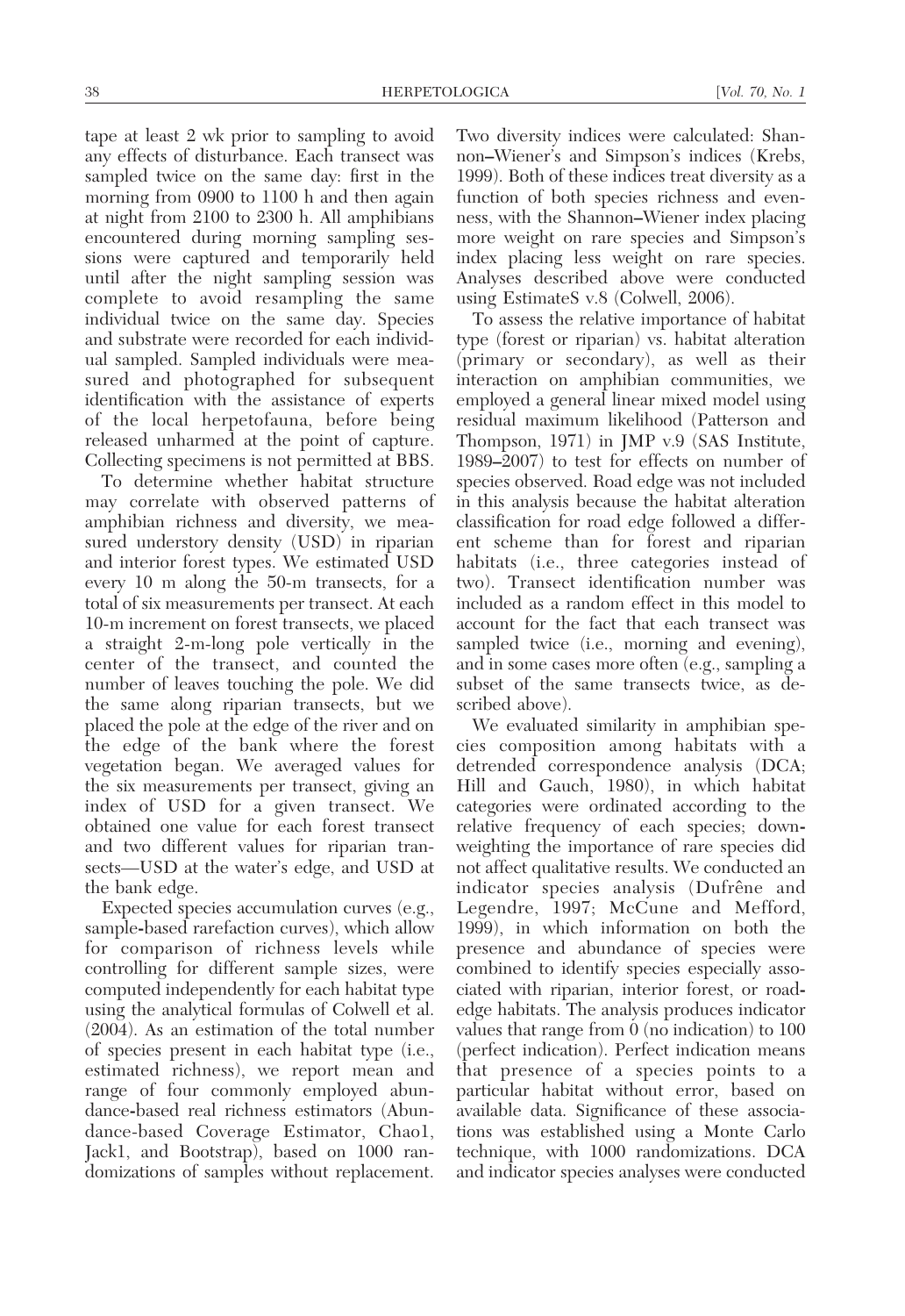tape at least 2 wk prior to sampling to avoid any effects of disturbance. Each transect was sampled twice on the same day: first in the morning from 0900 to 1100 h and then again at night from 2100 to 2300 h. All amphibians encountered during morning sampling sessions were captured and temporarily held until after the night sampling session was complete to avoid resampling the same individual twice on the same day. Species and substrate were recorded for each individual sampled. Sampled individuals were measured and photographed for subsequent identification with the assistance of experts of the local herpetofauna, before being released unharmed at the point of capture. Collecting specimens is not permitted at BBS.

To determine whether habitat structure may correlate with observed patterns of amphibian richness and diversity, we measured understory density (USD) in riparian and interior forest types. We estimated USD every 10 m along the 50-m transects, for a total of six measurements per transect. At each 10-m increment on forest transects, we placed a straight 2-m-long pole vertically in the center of the transect, and counted the number of leaves touching the pole. We did the same along riparian transects, but we placed the pole at the edge of the river and on the edge of the bank where the forest vegetation began. We averaged values for the six measurements per transect, giving an index of USD for a given transect. We obtained one value for each forest transect and two different values for riparian transects—USD at the water's edge, and USD at the bank edge.

Expected species accumulation curves (e.g., sample-based rarefaction curves), which allow for comparison of richness levels while controlling for different sample sizes, were computed independently for each habitat type using the analytical formulas of Colwell et al. (2004). As an estimation of the total number of species present in each habitat type (i.e., estimated richness), we report mean and range of four commonly employed abundance-based real richness estimators (Abundance-based Coverage Estimator, Chao1, Jack1, and Bootstrap), based on 1000 randomizations of samples without replacement. Two diversity indices were calculated: Shannon–Wiener's and Simpson's indices (Krebs, 1999). Both of these indices treat diversity as a function of both species richness and evenness, with the Shannon–Wiener index placing more weight on rare species and Simpson's index placing less weight on rare species. Analyses described above were conducted using EstimateS v.8 (Colwell, 2006).

To assess the relative importance of habitat type (forest or riparian) vs. habitat alteration (primary or secondary), as well as their interaction on amphibian communities, we employed a general linear mixed model using residual maximum likelihood (Patterson and Thompson, 1971) in JMP v.9 (SAS Institute, 1989–2007) to test for effects on number of species observed. Road edge was not included in this analysis because the habitat alteration classification for road edge followed a different scheme than for forest and riparian habitats (i.e., three categories instead of two). Transect identification number was included as a random effect in this model to account for the fact that each transect was sampled twice (i.e., morning and evening), and in some cases more often (e.g., sampling a subset of the same transects twice, as described above).

We evaluated similarity in amphibian species composition among habitats with a detrended correspondence analysis (DCA; Hill and Gauch, 1980), in which habitat categories were ordinated according to the relative frequency of each species; downweighting the importance of rare species did not affect qualitative results. We conducted an indicator species analysis (Dufrêne and Legendre, 1997; McCune and Mefford, 1999), in which information on both the presence and abundance of species were combined to identify species especially associated with riparian, interior forest, or road-edge habitats. The analysis produces indicator values that range from 0 (no indication) to 100 (perfect indication). Perfect indication means that presence of a species points to a particular habitat without error, based on available data. Significance of these associations was established using a Monte Carlo technique, with 1000 randomizations. DCA and indicator species analyses were conducted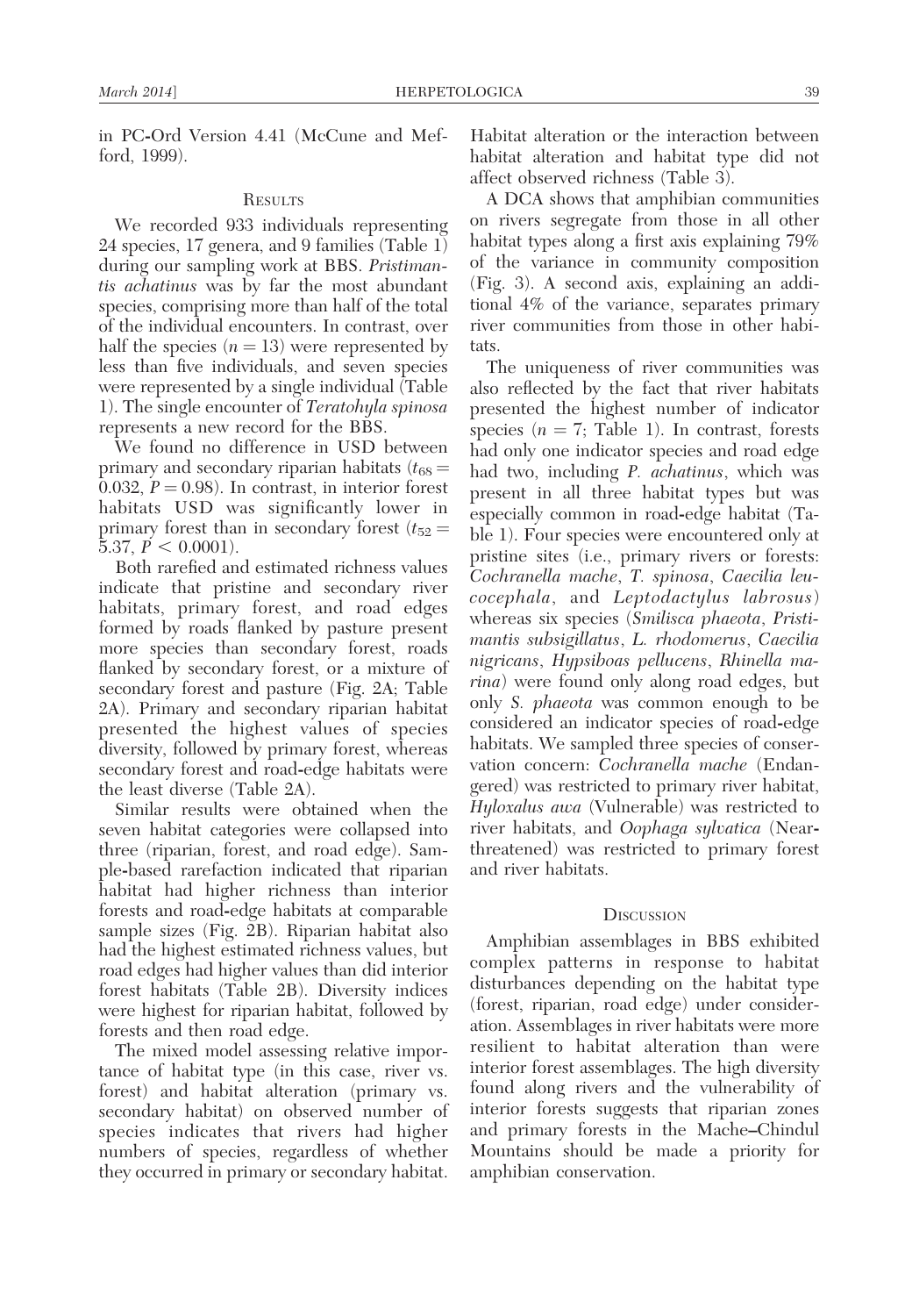in PC-Ord Version 4.41 (McCune and Mefford, 1999).

## Results

We recorded 933 individuals representing 24 species, 17 genera, and 9 families (Table 1) during our sampling work at BBS. *Pristimantis achatinus* was by far the most abundant species, comprising more than half of the total of the individual encounters. In contrast, over half the species ($n = 13$) were represented by less than five individuals, and seven species were represented by a single individual (Table 1). The single encounter of *Teratohyla spinosa* represents a new record for the BBS.

We found no difference in USD between primary and secondary riparian habitats ($t_{68} = 0.032$, $P = 0.98$). In contrast, in interior forest habitats USD was significantly lower in primary forest than in secondary forest ($t_{52} = 5.37$, $P < 0.0001$).

Both rarefied and estimated richness values indicate that pristine and secondary river habitats, primary forest, and road edges formed by roads flanked by pasture present more species than secondary forest, roads flanked by secondary forest, or a mixture of secondary forest and pasture (Fig. 2A; Table 2A). Primary and secondary riparian habitat presented the highest values of species diversity, followed by primary forest, whereas secondary forest and road-edge habitats were the least diverse (Table 2A).

Similar results were obtained when the seven habitat categories were collapsed into three (riparian, forest, and road edge). Sample-based rarefaction indicated that riparian habitat had higher richness than interior forests and road-edge habitats at comparable sample sizes (Fig. 2B). Riparian habitat also had the highest estimated richness values, but road edges had higher values than did interior forest habitats (Table 2B). Diversity indices were highest for riparian habitat, followed by forests and then road edge.

The mixed model assessing relative importance of habitat type (in this case, river vs. forest) and habitat alteration (primary vs. secondary habitat) on observed number of species indicates that rivers had higher numbers of species, regardless of whether they occurred in primary or secondary habitat. Habitat alteration or the interaction between habitat alteration and habitat type did not affect observed richness (Table 3).

A DCA shows that amphibian communities on rivers segregate from those in all other habitat types along a first axis explaining 79% of the variance in community composition (Fig. 3). A second axis, explaining an additional 4% of the variance, separates primary river communities from those in other habitats.

The uniqueness of river communities was also reflected by the fact that river habitats presented the highest number of indicator species ($n = 7$; Table 1). In contrast, forests had only one indicator species and road edge had two, including *P. achatinus*, which was present in all three habitat types but was especially common in road-edge habitat (Table 1). Four species were encountered only at pristine sites (i.e., primary rivers or forests: *Cochranella mache*, *T. spinosa*, *Caecilia leucocephala*, and *Leptodactylus labrosus*) whereas six species (*Smilisca phaeota*, *Pristimantis subsigillatus*, *L. rhodomerus*, *Caecilia nigricans*, *Hypsiboas pellucens*, *Rhinella marina*) were found only along road edges, but only *S. phaeota* was common enough to be considered an indicator species of road-edge habitats. We sampled three species of conservation concern: *Cochranella mache* (Endangered) was restricted to primary river habitat, *Hyloxalus awa* (Vulnerable) was restricted to river habitats, and *Oophaga sylvatica* (Near-threatened) was restricted to primary forest and river habitats.

## Discussion

Amphibian assemblages in BBS exhibited complex patterns in response to habitat disturbances depending on the habitat type (forest, riparian, road edge) under consideration. Assemblages in river habitats were more resilient to habitat alteration than were interior forest assemblages. The high diversity found along rivers and the vulnerability of interior forests suggests that riparian zones and primary forests in the Mache–Chindul Mountains should be made a priority for amphibian conservation.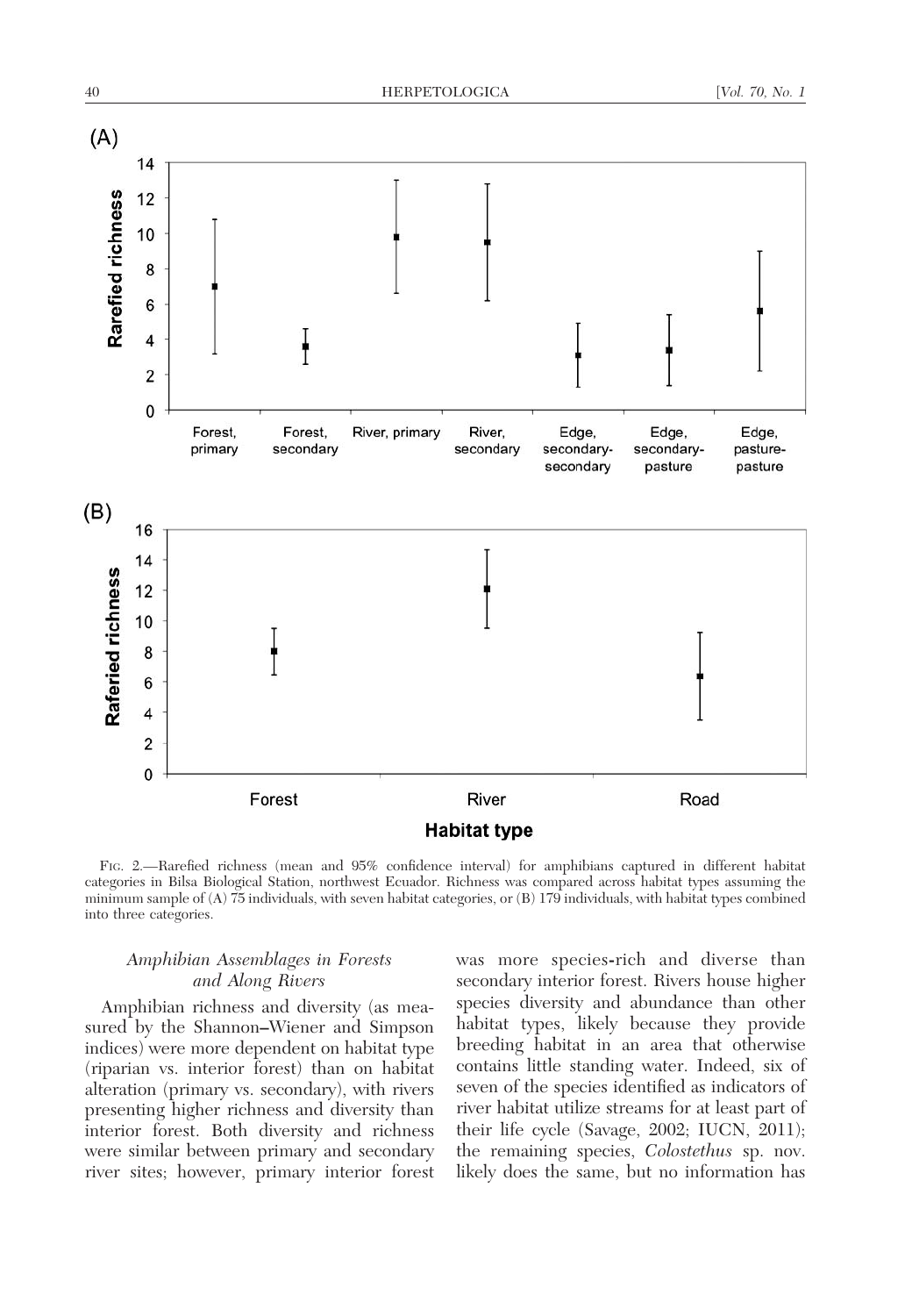Fig. 2.—Rarefied richness (mean and 95% confidence interval) for amphibians captured in different habitat categories in Bilsa Biological Station, northwest Ecuador. Richness was compared across habitat types assuming the minimum sample of (A) 75 individuals, with seven habitat categories, or (B) 179 individuals, with habitat types combined into three categories.

### *Amphibian Assemblages in Forests and Along Rivers*

Amphibian richness and diversity (as measured by the Shannon–Wiener and Simpson indices) were more dependent on habitat type (riparian vs. interior forest) than on habitat alteration (primary vs. secondary), with rivers presenting higher richness and diversity than interior forest. Both diversity and richness were similar between primary and secondary river sites; however, primary interior forest was more species-rich and diverse than secondary interior forest. Rivers house higher species diversity and abundance than other habitat types, likely because they provide breeding habitat in an area that otherwise contains little standing water. Indeed, six of seven of the species identified as indicators of river habitat utilize streams for at least part of their life cycle (Savage, 2002; IUCN, 2011); the remaining species, *Colostethus* sp. nov. likely does the same, but no information has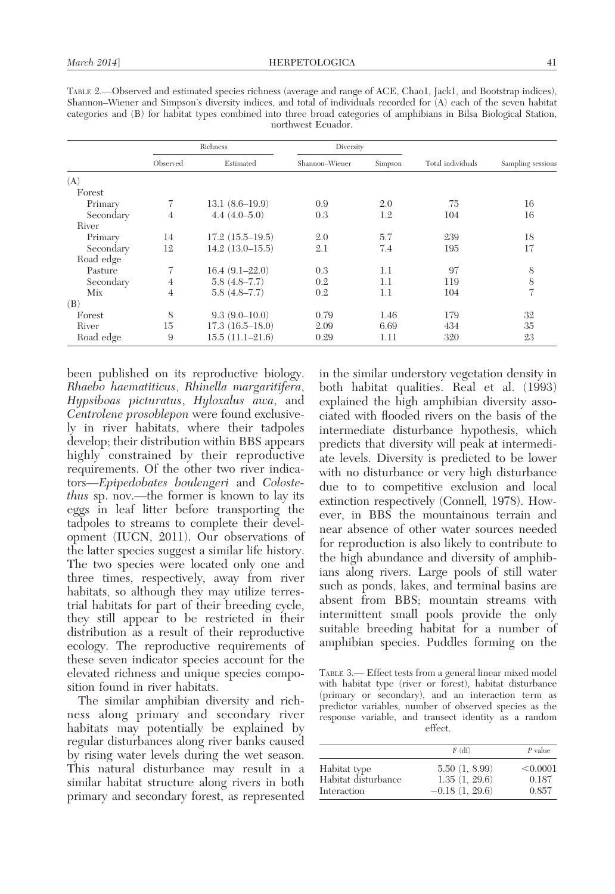TABLE 2.—Observed and estimated species richness (average and range of ACE, Chao1, Jack1, and Bootstrap indices), Shannon–Wiener and Simpson's diversity indices, and total of individuals recorded for (A) each of the seven habitat categories and (B) for habitat types combined into three broad categories of amphibians in Bilsa Biological Station, northwest Ecuador.

| | Richness | | Diversity | | | |
|---|---|---|---|---|---|---|
| | Observed | Estimated | Shannon–Wiener | Simpson | Total individuals | Sampling sessions |
| (A) | | | | | | |
| Forest | | | | | | |
| Primary | 7 | 13.1 (8.6–19.9) | 0.9 | 2.0 | 75 | 16 |
| Secondary | 4 | 4.4 (4.0–5.0) | 0.3 | 1.2 | 104 | 16 |
| River | | | | | | |
| Primary | 14 | 17.2 (15.5–19.5) | 2.0 | 5.7 | 239 | 18 |
| Secondary | 12 | 14.2 (13.0–15.5) | 2.1 | 7.4 | 195 | 17 |
| Road edge | | | | | | |
| Pasture | 7 | 16.4 (9.1–22.0) | 0.3 | 1.1 | 97 | 8 |
| Secondary | 4 | 5.8 (4.8–7.7) | 0.2 | 1.1 | 119 | 8 |
| Mix | 4 | 5.8 (4.8–7.7) | 0.2 | 1.1 | 104 | 7 |
| (B) | | | | | | |
| Forest | 8 | 9.3 (9.0–10.0) | 0.79 | 1.46 | 179 | 32 |
| River | 15 | 17.3 (16.5–18.0) | 2.09 | 6.69 | 434 | 35 |
| Road edge | 9 | 15.5 (11.1–21.6) | 0.29 | 1.11 | 320 | 23 |

been published on its reproductive biology. *Rhaebo haematiticus*, *Rhinella margaritifera*, *Hypsiboas picturatus*, *Hyloxalus awa*, and *Centrolene prosoblepon* were found exclusively in river habitats, where their tadpoles develop; their distribution within BBS appears highly constrained by their reproductive requirements. Of the other two river indicators—*Epipedobates boulengeri* and *Colostethus* sp. nov.—the former is known to lay its eggs in leaf litter before transporting the tadpoles to streams to complete their development (IUCN, 2011). Our observations of the latter species suggest a similar life history. The two species were located only one and three times, respectively, away from river habitats, so although they may utilize terrestrial habitats for part of their breeding cycle, they still appear to be restricted in their distribution as a result of their reproductive ecology. The reproductive requirements of these seven indicator species account for the elevated richness and unique species composition found in river habitats.

The similar amphibian diversity and richness along primary and secondary river habitats may potentially be explained by regular disturbances along river banks caused by rising water levels during the wet season. This natural disturbance may result in a similar habitat structure along rivers in both primary and secondary forest, as represented in the similar understory vegetation density in both habitat qualities. Real et al. (1993) explained the high amphibian diversity associated with flooded rivers on the basis of the intermediate disturbance hypothesis, which predicts that diversity will peak at intermediate levels. Diversity is predicted to be lower with no disturbance or very high disturbance due to to competitive exclusion and local extinction respectively (Connell, 1978). However, in BBS the mountainous terrain and near absence of other water sources needed for reproduction is also likely to contribute to the high abundance and diversity of amphibians along rivers. Large pools of still water such as ponds, lakes, and terminal basins are absent from BBS; mountain streams with intermittent small pools provide the only suitable breeding habitat for a number of amphibian species. Puddles forming on the

TABLE 3.— Effect tests from a general linear mixed model with habitat type (river or forest), habitat disturbance (primary or secondary), and an interaction term as predictor variables, number of observed species as the response variable, and transect identity as a random effect.

| | $F$ (df) | $P$ value |
|---|---|---|
| Habitat type | 5.50 (1, 8.99) | <0.0001 |
| Habitat disturbance | 1.35 (1, 29.6) | 0.187 |
| Interaction | −0.18 (1, 29.6) | 0.857 |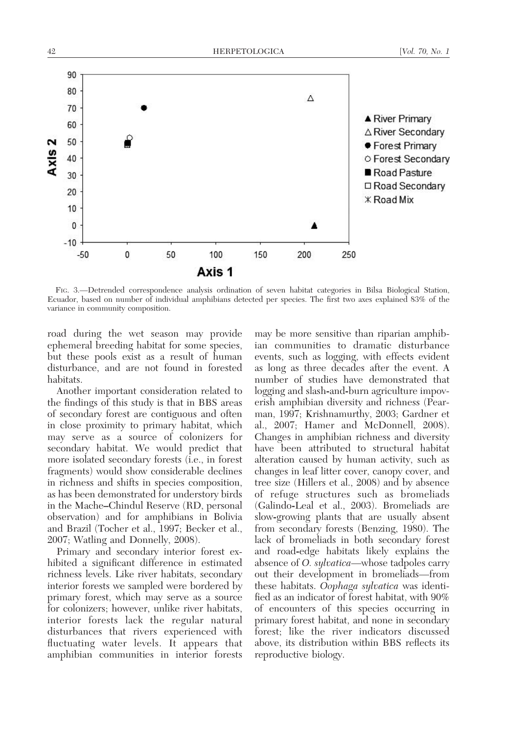FIG. 3.—Detrended correspondence analysis ordination of seven habitat categories in Bilsa Biological Station, Ecuador, based on number of individual amphibians detected per species. The first two axes explained 83% of the variance in community composition.

road during the wet season may provide ephemeral breeding habitat for some species, but these pools exist as a result of human disturbance, and are not found in forested habitats.

Another important consideration related to the findings of this study is that in BBS areas of secondary forest are contiguous and often in close proximity to primary habitat, which may serve as a source of colonizers for secondary habitat. We would predict that more isolated secondary forests (i.e., in forest fragments) would show considerable declines in richness and shifts in species composition, as has been demonstrated for understory birds in the Mache–Chindul Reserve (RD, personal observation) and for amphibians in Bolivia and Brazil (Tocher et al., 1997; Becker et al., 2007; Watling and Donnelly, 2008).

Primary and secondary interior forest exhibited a significant difference in estimated richness levels. Like river habitats, secondary interior forests we sampled were bordered by primary forest, which may serve as a source for colonizers; however, unlike river habitats, interior forests lack the regular natural disturbances that rivers experienced with fluctuating water levels. It appears that amphibian communities in interior forests may be more sensitive than riparian amphibian communities to dramatic disturbance events, such as logging, with effects evident as long as three decades after the event. A number of studies have demonstrated that logging and slash-and-burn agriculture impoverish amphibian diversity and richness (Pearman, 1997; Krishnamurthy, 2003; Gardner et al., 2007; Hamer and McDonnell, 2008). Changes in amphibian richness and diversity have been attributed to structural habitat alteration caused by human activity, such as changes in leaf litter cover, canopy cover, and tree size (Hillers et al., 2008) and by absence of refuge structures such as bromeliads (Galindo-Leal et al., 2003). Bromeliads are slow-growing plants that are usually absent from secondary forests (Benzing, 1980). The lack of bromeliads in both secondary forest and road-edge habitats likely explains the absence of *O. sylvatica*—whose tadpoles carry out their development in bromeliads—from these habitats. *Oophaga sylvatica* was identified as an indicator of forest habitat, with 90% of encounters of this species occurring in primary forest habitat, and none in secondary forest; like the river indicators discussed above, its distribution within BBS reflects its reproductive biology.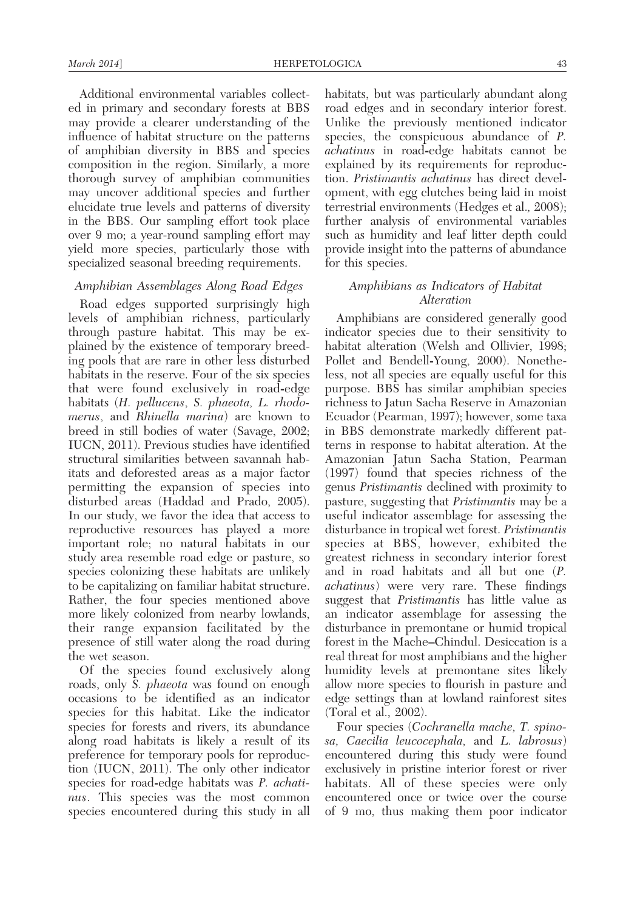Additional environmental variables collected in primary and secondary forests at BBS may provide a clearer understanding of the influence of habitat structure on the patterns of amphibian diversity in BBS and species composition in the region. Similarly, a more thorough survey of amphibian communities may uncover additional species and further elucidate true levels and patterns of diversity in the BBS. Our sampling effort took place over 9 mo; a year-round sampling effort may yield more species, particularly those with specialized seasonal breeding requirements.

### *Amphibian Assemblages Along Road Edges*

Road edges supported surprisingly high levels of amphibian richness, particularly through pasture habitat. This may be explained by the existence of temporary breeding pools that are rare in other less disturbed habitats in the reserve. Four of the six species that were found exclusively in road-edge habitats (*H. pellucens*, *S. phaeota, L. rhodomerus*, and *Rhinella marina*) are known to breed in still bodies of water (Savage, 2002; IUCN, 2011). Previous studies have identified structural similarities between savannah habitats and deforested areas as a major factor permitting the expansion of species into disturbed areas (Haddad and Prado, 2005). In our study, we favor the idea that access to reproductive resources has played a more important role; no natural habitats in our study area resemble road edge or pasture, so species colonizing these habitats are unlikely to be capitalizing on familiar habitat structure. Rather, the four species mentioned above more likely colonized from nearby lowlands, their range expansion facilitated by the presence of still water along the road during the wet season.

Of the species found exclusively along roads, only *S. phaeota* was found on enough occasions to be identified as an indicator species for this habitat. Like the indicator species for forests and rivers, its abundance along road habitats is likely a result of its preference for temporary pools for reproduction (IUCN, 2011). The only other indicator species for road-edge habitats was *P. achatinus*. This species was the most common species encountered during this study in all habitats, but was particularly abundant along road edges and in secondary interior forest. Unlike the previously mentioned indicator species, the conspicuous abundance of *P. achatinus* in road-edge habitats cannot be explained by its requirements for reproduction. *Pristimantis achatinus* has direct development, with egg clutches being laid in moist terrestrial environments (Hedges et al., 2008); further analysis of environmental variables such as humidity and leaf litter depth could provide insight into the patterns of abundance for this species.

### *Amphibians as Indicators of Habitat Alteration*

Amphibians are considered generally good indicator species due to their sensitivity to habitat alteration (Welsh and Ollivier, 1998; Pollet and Bendell-Young, 2000). Nonetheless, not all species are equally useful for this purpose. BBS has similar amphibian species richness to Jatun Sacha Reserve in Amazonian Ecuador (Pearman, 1997); however, some taxa in BBS demonstrate markedly different patterns in response to habitat alteration. At the Amazonian Jatun Sacha Station, Pearman (1997) found that species richness of the genus *Pristimantis* declined with proximity to pasture, suggesting that *Pristimantis* may be a useful indicator assemblage for assessing the disturbance in tropical wet forest. *Pristimantis* species at BBS, however, exhibited the greatest richness in secondary interior forest and in road habitats and all but one (*P. achatinus*) were very rare. These findings suggest that *Pristimantis* has little value as an indicator assemblage for assessing the disturbance in premontane or humid tropical forest in the Mache–Chindul. Desiccation is a real threat for most amphibians and the higher humidity levels at premontane sites likely allow more species to flourish in pasture and edge settings than at lowland rainforest sites (Toral et al., 2002).

Four species (*Cochranella mache, T. spinosa, Caecilia leucocephala,* and *L. labrosus*) encountered during this study were found exclusively in pristine interior forest or river habitats. All of these species were only encountered once or twice over the course of 9 mo, thus making them poor indicator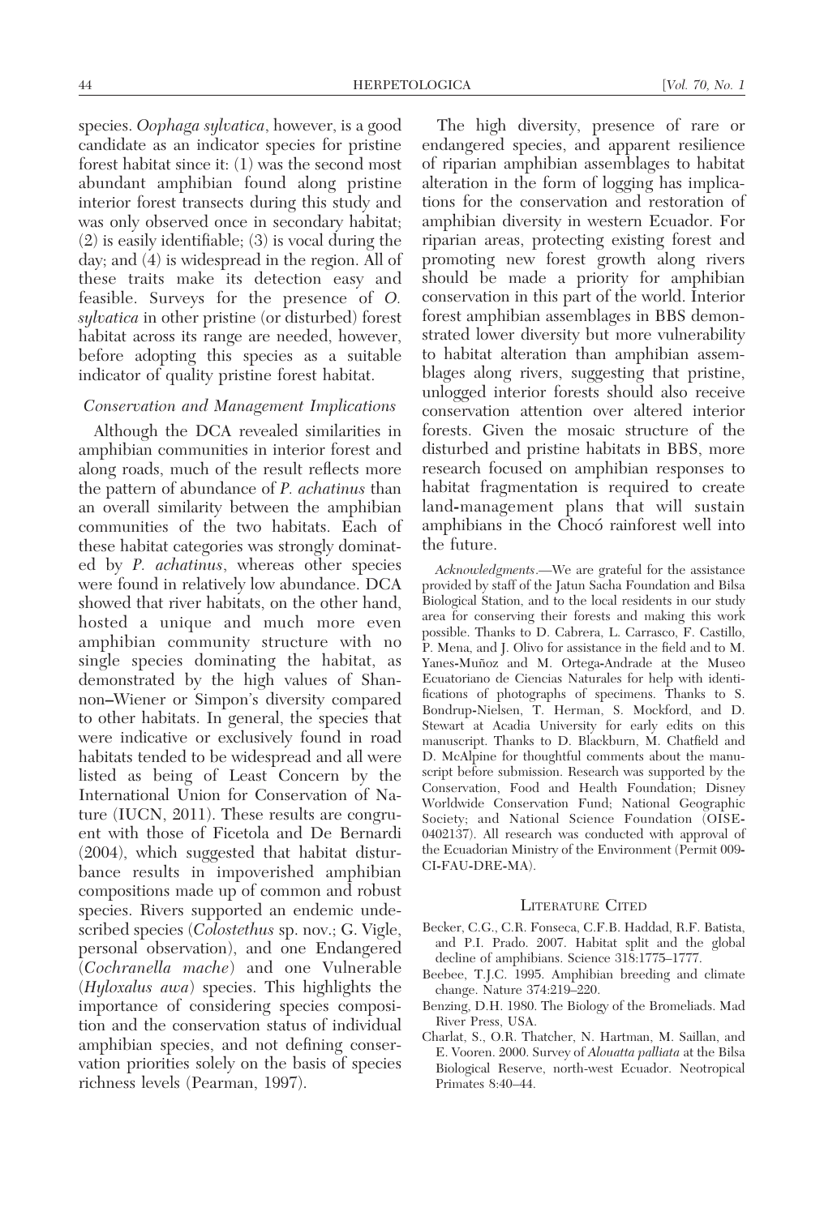species. *Oophaga sylvatica*, however, is a good candidate as an indicator species for pristine forest habitat since it: (1) was the second most abundant amphibian found along pristine interior forest transects during this study and was only observed once in secondary habitat; (2) is easily identifiable; (3) is vocal during the day; and (4) is widespread in the region. All of these traits make its detection easy and feasible. Surveys for the presence of *O. sylvatica* in other pristine (or disturbed) forest habitat across its range are needed, however, before adopting this species as a suitable indicator of quality pristine forest habitat.

### *Conservation and Management Implications*

Although the DCA revealed similarities in amphibian communities in interior forest and along roads, much of the result reflects more the pattern of abundance of *P. achatinus* than an overall similarity between the amphibian communities of the two habitats. Each of these habitat categories was strongly dominated by *P. achatinus*, whereas other species were found in relatively low abundance. DCA showed that river habitats, on the other hand, hosted a unique and much more even amphibian community structure with no single species dominating the habitat, as demonstrated by the high values of Shannon–Wiener or Simpon's diversity compared to other habitats. In general, the species that were indicative or exclusively found in road habitats tended to be widespread and all were listed as being of Least Concern by the International Union for Conservation of Nature (IUCN, 2011). These results are congruent with those of Ficetola and De Bernardi (2004), which suggested that habitat disturbance results in impoverished amphibian compositions made up of common and robust species. Rivers supported an endemic undescribed species (*Colostethus* sp. nov.; G. Vigle, personal observation), and one Endangered (*Cochranella mache*) and one Vulnerable (*Hyloxalus awa*) species. This highlights the importance of considering species composition and the conservation status of individual amphibian species, and not defining conservation priorities solely on the basis of species richness levels (Pearman, 1997).

The high diversity, presence of rare or endangered species, and apparent resilience of riparian amphibian assemblages to habitat alteration in the form of logging has implications for the conservation and restoration of amphibian diversity in western Ecuador. For riparian areas, protecting existing forest and promoting new forest growth along rivers should be made a priority for amphibian conservation in this part of the world. Interior forest amphibian assemblages in BBS demonstrated lower diversity but more vulnerability to habitat alteration than amphibian assemblages along rivers, suggesting that pristine, unlogged interior forests should also receive conservation attention over altered interior forests. Given the mosaic structure of the disturbed and pristine habitats in BBS, more research focused on amphibian responses to habitat fragmentation is required to create land-management plans that will sustain amphibians in the Chocó rainforest well into the future.

*Acknowledgments*.—We are grateful for the assistance provided by staff of the Jatun Sacha Foundation and Bilsa Biological Station, and to the local residents in our study area for conserving their forests and making this work possible. Thanks to D. Cabrera, L. Carrasco, F. Castillo, P. Mena, and J. Olivo for assistance in the field and to M. Yanes-Muñoz and M. Ortega-Andrade at the Museo Ecuatoriano de Ciencias Naturales for help with identifications of photographs of specimens. Thanks to S. Bondrup-Nielsen, T. Herman, S. Mockford, and D. Stewart at Acadia University for early edits on this manuscript. Thanks to D. Blackburn, M. Chatfield and D. McAlpine for thoughtful comments about the manuscript before submission. Research was supported by the Conservation, Food and Health Foundation; Disney Worldwide Conservation Fund; National Geographic Society; and National Science Foundation (OISE-0402137). All research was conducted with approval of the Ecuadorian Ministry of the Environment (Permit 009-CI-FAU-DRE-MA).

## Literature Cited

Becker, C.G., C.R. Fonseca, C.F.B. Haddad, R.F. Batista, and P.I. Prado. 2007. Habitat split and the global decline of amphibians. Science 318:1775–1777.

Beebee, T.J.C. 1995. Amphibian breeding and climate change. Nature 374:219–220.

Benzing, D.H. 1980. The Biology of the Bromeliads. Mad River Press, USA.

Charlat, S., O.R. Thatcher, N. Hartman, M. Saillan, and E. Vooren. 2000. Survey of *Alouatta palliata* at the Bilsa Biological Reserve, north-west Ecuador. Neotropical Primates 8:40–44.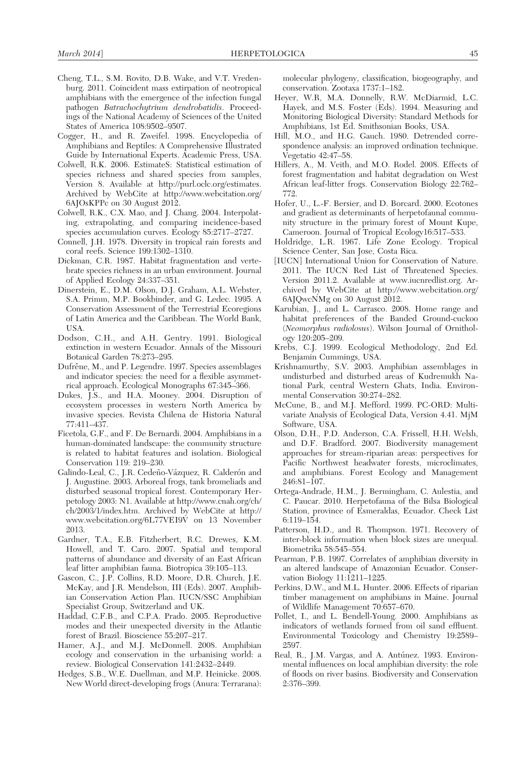Cheng, T.L., S.M. Rovito, D.B. Wake, and V.T. Vredenburg. 2011. Coincident mass extirpation of neotropical amphibians with the emergence of the infection fungal pathogen *Batrachochytrium dendrobatidis*. Proceedings of the National Academy of Sciences of the United States of America 108:9502–9507.

Cogger, H., and R. Zweifel. 1998. Encyclopedia of Amphibians and Reptiles: A Comprehensive Illustrated Guide by International Experts. Academic Press, USA.

Colwell, R.K. 2006. EstimateS: Statistical estimation of species richness and shared species from samples, Version 8. Available at http://purl.oclc.org/estimates. Archived by WebCite at http://www.webcitation.org/6AJOsKPPc on 30 August 2012.

Colwell, R.K., C.X. Mao, and J. Chang. 2004. Interpolating, extrapolating, and comparing incidence-based species accumulation curves. Ecology 85:2717–2727.

Connell, J.H. 1978. Diversity in tropical rain forests and coral reefs. Science 199:1302–1310.

Dickman, C.R. 1987. Habitat fragmentation and vertebrate species richness in an urban environment. Journal of Applied Ecology 24:337–351.

Dinerstein, E., D.M. Olson, D.J. Graham, A.L. Webster, S.A. Primm, M.P. Bookbinder, and G. Ledec. 1995. A Conservation Assessment of the Terrestrial Ecoregions of Latin America and the Caribbean. The World Bank, USA.

Dodson, C.H., and A.H. Gentry. 1991. Biological extinction in western Ecuador. Annals of the Missouri Botanical Garden 78:273–295.

Dufrêne, M., and P. Legendre. 1997. Species assemblages and indicator species: the need for a flexible asymmetrical approach. Ecological Monographs 67:345–366.

Dukes, J.S., and H.A. Mooney. 2004. Disruption of ecosystem processes in western North America by invasive species. Revista Chilena de Historia Natural 77:411–437.

Ficetola, G.F., and F. De Bernardi. 2004. Amphibians in a human-dominated landscape: the community structure is related to habitat features and isolation. Biological Conservation 119: 219–230.

Galindo-Leal, C., J.R. Cedeño-Vázquez, R. Calderón and J. Augustine. 2003. Arboreal frogs, tank bromeliads and disturbed seasonal tropical forest. Contemporary Herpetology 2003: N1. Available at http://www.cnah.org/ch/ch/2003/1/index.htm. Archived by WebCite at http://www.webcitation.org/6L77VEI9V on 13 November 2013.

Gardner, T.A., E.B. Fitzherbert, R.C. Drewes, K.M. Howell, and T. Caro. 2007. Spatial and temporal patterns of abundance and diversity of an East African leaf litter amphibian fauna. Biotropica 39:105–113.

Gascon, C., J.P. Collins, R.D. Moore, D.R. Church, J.E. McKay, and J.R. Mendelson, III (Eds). 2007. Amphibian Conservation Action Plan. IUCN/SSC Amphibian Specialist Group, Switzerland and UK.

Haddad, C.F.B., and C.P.A. Prado. 2005. Reproductive modes and their unexpected diversity in the Atlantic forest of Brazil. Bioscience 55:207–217.

Hamer, A.J., and M.J. McDonnell. 2008. Amphibian ecology and conservation in the urbanising world: a review. Biological Conservation 141:2432–2449.

Hedges, S.B., W.E. Duellman, and M.P. Heinicke. 2008. New World direct-developing frogs (Anura: Terrarana): molecular phylogeny, classification, biogeography, and conservation. Zootaxa 1737:1–182.

Heyer, W.R, M.A. Donnelly, R.W. McDiarmid, L.C. Hayek, and M.S. Foster (Eds). 1994. Measuring and Monitoring Biological Diversity: Standard Methods for Amphibians, 1st Ed. Smithsonian Books, USA.

Hill, M.O., and H.G. Gauch. 1980. Detrended correspondence analysis: an improved ordination technique. Vegetatio 42:47–58.

Hillers, A., M. Veith, and M.O. Rodel. 2008. Effects of forest fragmentation and habitat degradation on West African leaf-litter frogs. Conservation Biology 22:762–772.

Hofer, U., L.-F. Bersier, and D. Borcard. 2000. Ecotones and gradient as determinants of herpetofaunal community structure in the primary forest of Mount Kupe, Cameroon. Journal of Tropical Ecology16:517–533.

Holdridge, L.R. 1967. Life Zone Ecology. Tropical Science Center, San Jose, Costa Rica.

[IUCN] International Union for Conservation of Nature. 2011. The IUCN Red List of Threatened Species. Version 2011.2. Available at www.iucnredlist.org. Archived by WebCite at http://www.webcitation.org/6AJQwcNMg on 30 August 2012.

Karubian, J., and L. Carrasco. 2008. Home range and habitat preferences of the Banded Ground-cuckoo (*Neomorphus radiolosus*). Wilson Journal of Ornithology 120:205–209.

Krebs, C.J. 1999. Ecological Methodology, 2nd Ed. Benjamin Cummings, USA.

Krishnamurthy, S.V. 2003. Amphibian assemblages in undisturbed and disturbed areas of Kudremukh National Park, central Western Ghats, India. Environmental Conservation 30:274–282.

McCune, B., and M.J. Mefford. 1999. PC-ORD: Multivariate Analysis of Ecological Data, Version 4.41. MjM Software, USA.

Olson, D.H., P.D. Anderson, C.A. Frissell, H.H. Welsh, and D.F. Bradford. 2007. Biodiversity management approaches for stream-riparian areas: perspectives for Pacific Northwest headwater forests, microclimates, and amphibians. Forest Ecology and Management 246:81–107.

Ortega-Andrade, H.M., J. Bermingham, C. Aulestia, and C. Paucar. 2010. Herpetofauna of the Bilsa Biological Station, province of Esmeraldas, Ecuador. Check List 6:119–154.

Patterson, H.D., and R. Thompson. 1971. Recovery of inter-block information when block sizes are unequal. Biometrika 58:545–554.

Pearman, P.B. 1997. Correlates of amphibian diversity in an altered landscape of Amazonian Ecuador. Conservation Biology 11:1211–1225.

Perkins, D.W., and M.L. Hunter. 2006. Effects of riparian timber management on amphibians in Maine. Journal of Wildlife Management 70:657–670.

Pollet, I., and L. Bendell-Young. 2000. Amphibians as indicators of wetlands formed from oil sand effluent. Environmental Toxicology and Chemistry 19:2589–2597.

Real, R., J.M. Vargas, and A. Antúnez. 1993. Environmental influences on local amphibian diversity: the role of floods on river basins. Biodiversity and Conservation 2:376–399.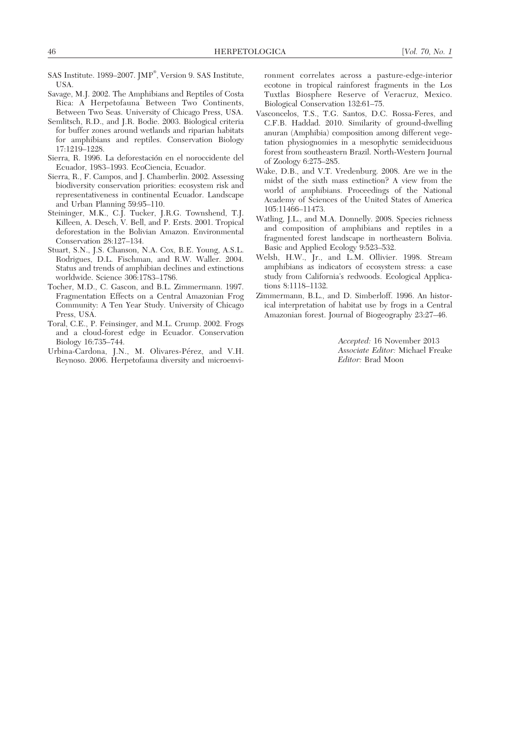SAS Institute. 1989–2007. JMP®, Version 9. SAS Institute, USA.

Savage, M.J. 2002. The Amphibians and Reptiles of Costa Rica: A Herpetofauna Between Two Continents, Between Two Seas. University of Chicago Press, USA.

Semlitsch, R.D., and J.R. Bodie. 2003. Biological criteria for buffer zones around wetlands and riparian habitats for amphibians and reptiles. Conservation Biology 17:1219–1228.

Sierra, R. 1996. La deforestación en el noroccidente del Ecuador, 1983–1993. EcoCiencia, Ecuador.

Sierra, R., F. Campos, and J. Chamberlin. 2002. Assessing biodiversity conservation priorities: ecosystem risk and representativeness in continental Ecuador. Landscape and Urban Planning 59:95–110.

Steininger, M.K., C.J. Tucker, J.R.G. Townshend, T.J. Killeen, A. Desch, V. Bell, and P. Ersts. 2001. Tropical deforestation in the Bolivian Amazon. Environmental Conservation 28:127–134.

Stuart, S.N., J.S. Chanson, N.A. Cox, B.E. Young, A.S.L. Rodrigues, D.L. Fischman, and R.W. Waller. 2004. Status and trends of amphibian declines and extinctions worldwide. Science 306:1783–1786.

Tocher, M.D., C. Gascon, and B.L. Zimmermann. 1997. Fragmentation Effects on a Central Amazonian Frog Community: A Ten Year Study. University of Chicago Press, USA.

Toral, C.E., P. Feinsinger, and M.L. Crump. 2002. Frogs and a cloud-forest edge in Ecuador. Conservation Biology 16:735–744.

Urbina-Cardona, J.N., M. Olivares-Pérez, and V.H. Reynoso. 2006. Herpetofauna diversity and microenvironment correlates across a pasture-edge-interior ecotone in tropical rainforest fragments in the Los Tuxtlas Biosphere Reserve of Veracruz, Mexico. Biological Conservation 132:61–75.

Vasconcelos, T.S., T.G. Santos, D.C. Rossa-Feres, and C.F.B. Haddad. 2010. Similarity of ground-dwelling anuran (Amphibia) composition among different vegetation physiognomies in a mesophytic semideciduous forest from southeastern Brazil. North-Western Journal of Zoology 6:275–285.

Wake, D.B., and V.T. Vredenburg. 2008. Are we in the midst of the sixth mass extinction? A view from the world of amphibians. Proceedings of the National Academy of Sciences of the United States of America 105:11466–11473.

Watling, J.L., and M.A. Donnelly. 2008. Species richness and composition of amphibians and reptiles in a fragmented forest landscape in northeastern Bolivia. Basic and Applied Ecology 9:523–532.

Welsh, H.W., Jr., and L.M. Ollivier. 1998. Stream amphibians as indicators of ecosystem stress: a case study from California's redwoods. Ecological Applications 8:1118–1132.

Zimmermann, B.L., and D. Simberloff. 1996. An historical interpretation of habitat use by frogs in a Central Amazonian forest. Journal of Biogeography 23:27–46.

*Accepted:* 16 November 2013
*Associate Editor:* Michael Freake
*Editor:* Brad Moon